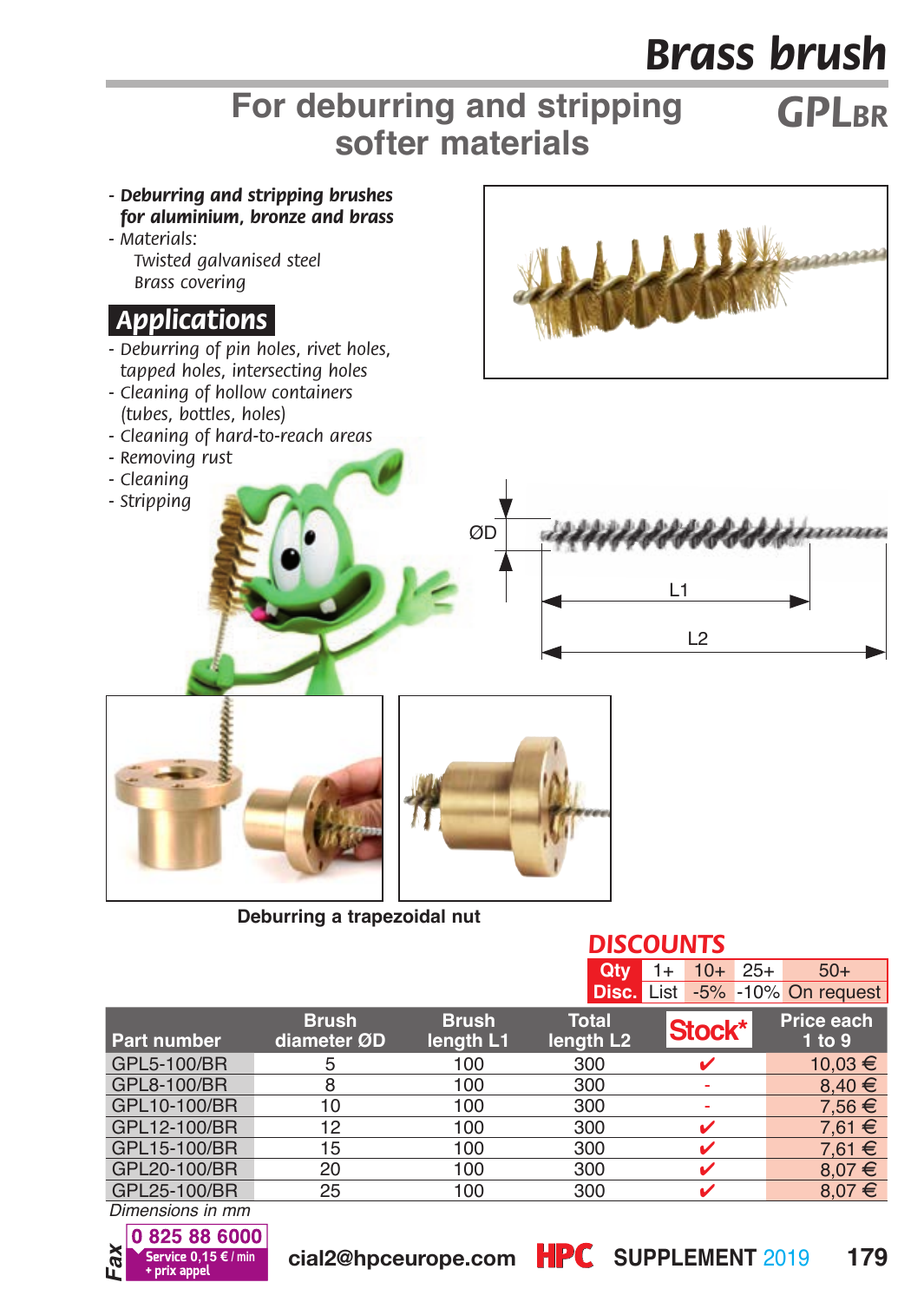# Brass brush

## For deburring and stripping softer materials

**GPLBR**

- ***Deburring and stripping brushes for aluminium, bronze and brass***
- *Materials:*
  *Twisted galvanised steel*
  *Brass covering*

### Applications

- *Deburring of pin holes, rivet holes, tapped holes, intersecting holes*
- *Cleaning of hollow containers (tubes, bottles, holes)*
- *Cleaning of hard-to-reach areas*
- *Removing rust*
- *Cleaning*
- *Stripping*

ØD

L1

L2

**Deburring a trapezoidal nut**

### DISCOUNTS

| Qty | 1+ | 10+ | 25+ | 50+ |
|---|---|---|---|---|
| Disc. | List | -5% | -10% | On request |

| Part number | Brush diameter ØD | Brush length L1 | Total length L2 | Stock* | Price each 1 to 9 |
|---|---|---|---|---|---|
| GPL5-100/BR | 5 | 100 | 300 | ✔ | 10,03 € |
| GPL8-100/BR | 8 | 100 | 300 | - | 8,40 € |
| GPL10-100/BR | 10 | 100 | 300 | - | 7,56 € |
| GPL12-100/BR | 12 | 100 | 300 | ✔ | 7,61 € |
| GPL15-100/BR | 15 | 100 | 300 | ✔ | 7,61 € |
| GPL20-100/BR | 20 | 100 | 300 | ✔ | 8,07 € |
| GPL25-100/BR | 25 | 100 | 300 | ✔ | 8,07 € |

*Dimensions in mm*

Fax 0 825 88 6000 Service 0,15 € / min + prix appel

cial2@hpceurope.com HPC SUPPLEMENT 2019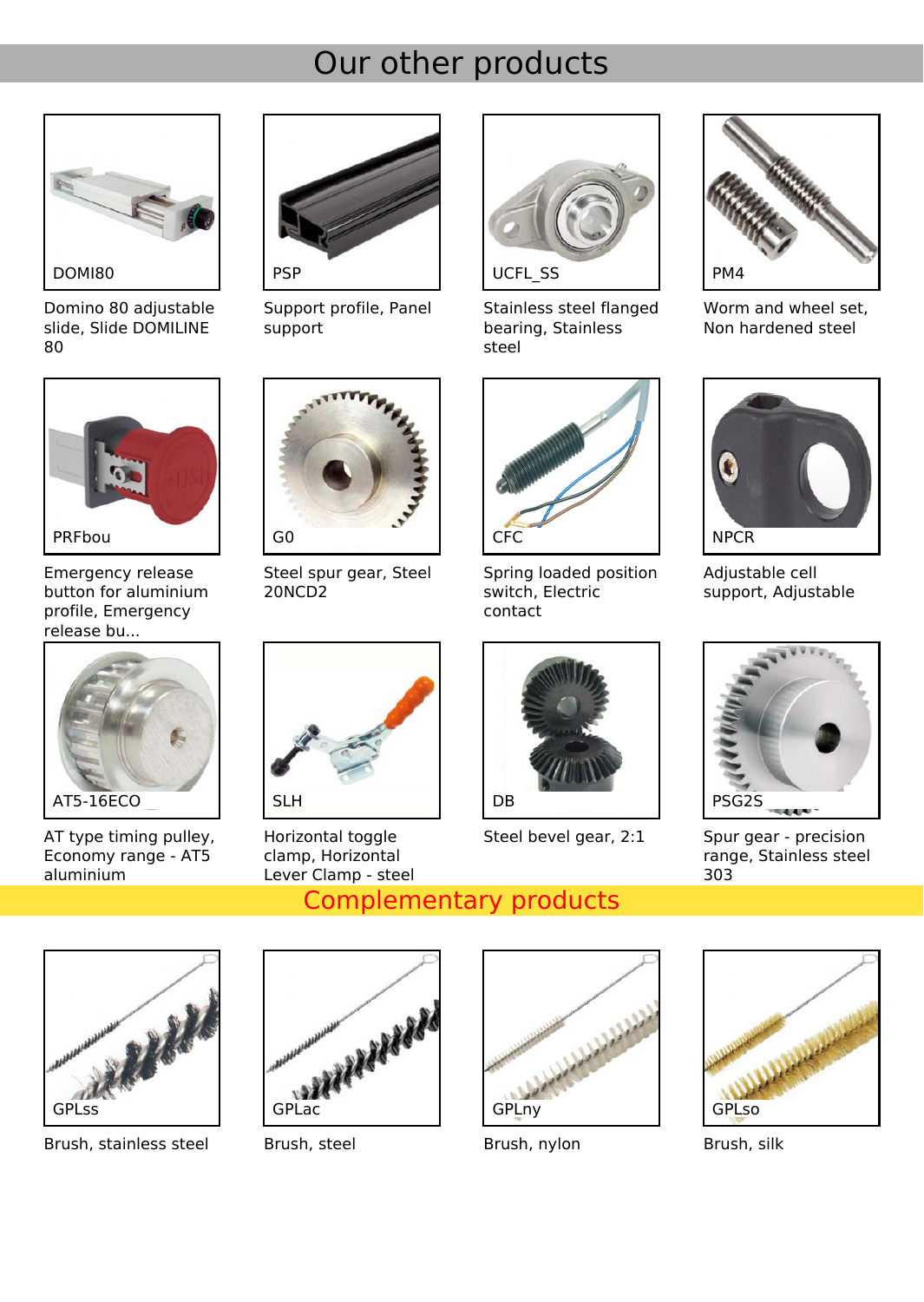# Our other products

DOMI80

Domino 80 adjustable slide, Slide DOMILINE 80

PSP

Support profile, Panel support

UCFL_SS

Stainless steel flanged bearing, Stainless steel

PM4

Worm and wheel set, Non hardened steel

PRFbou

Emergency release button for aluminium profile, Emergency release bu...

G0

Steel spur gear, Steel 20NCD2

CFC

Spring loaded position switch, Electric contact

NPCR

Adjustable cell support, Adjustable

AT5-16ECO

AT type timing pulley, Economy range - AT5 aluminium

SLH

Horizontal toggle clamp, Horizontal Lever Clamp - steel

DB

Steel bevel gear, 2:1

PSG2S

Spur gear - precision range, Stainless steel 303

# Complementary products

GPLss

Brush, stainless steel

GPLac

Brush, steel

GPLny

Brush, nylon

GPLso

Brush, silk